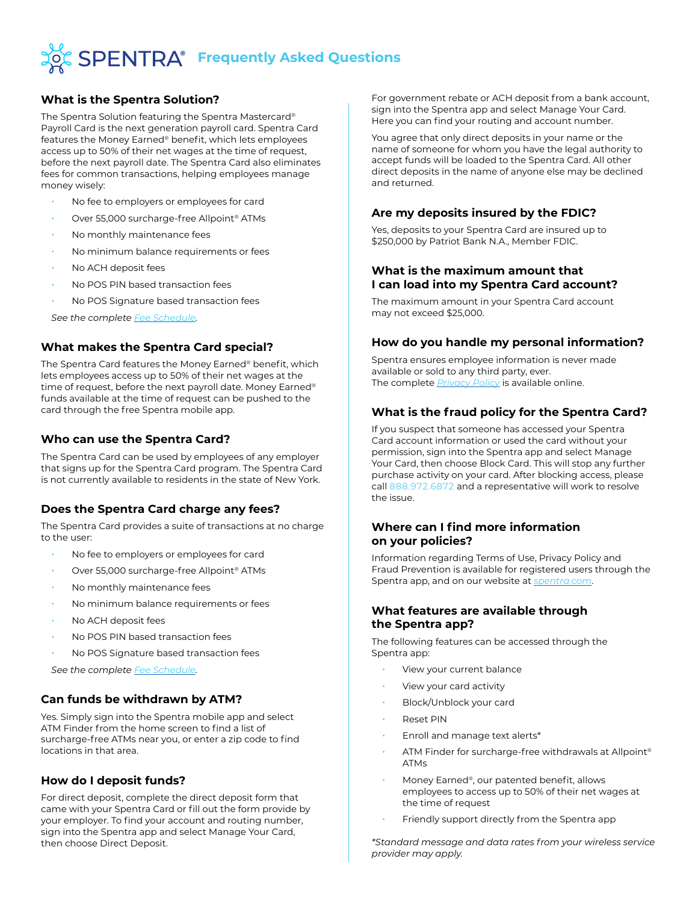# SPENTRA® Frequently Asked Questions

## What is the Spentra Solution?

The Spentra Solution featuring the Spentra Mastercard® Payroll Card is the next generation payroll card. Spentra Card features the Money Earned® benefit, which lets employees access up to 50% of their net wages at the time of request, before the next payroll date. The Spentra Card also eliminates fees for common transactions, helping employees manage money wisely:

- No fee to employers or employees for card
- Over 55,000 surcharge-free Allpoint® ATMs
- No monthly maintenance fees
- No minimum balance requirements or fees
- No ACH deposit fees
- No POS PIN based transaction fees
- No POS Signature based transaction fees

*See the complete Fee Schedule.*

## What makes the Spentra Card special?

The Spentra Card features the Money Earned® benefit, which lets employees access up to 50% of their net wages at the time of request, before the next payroll date. Money Earned® funds available at the time of request can be pushed to the card through the free Spentra mobile app.

## Who can use the Spentra Card?

The Spentra Card can be used by employees of any employer that signs up for the Spentra Card program. The Spentra Card is not currently available to residents in the state of New York.

## Does the Spentra Card charge any fees?

The Spentra Card provides a suite of transactions at no charge to the user:

- No fee to employers or employees for card
- Over 55,000 surcharge-free Allpoint® ATMs
- No monthly maintenance fees
- No minimum balance requirements or fees
- No ACH deposit fees
- No POS PIN based transaction fees
- No POS Signature based transaction fees

*See the complete Fee Schedule.*

## Can funds be withdrawn by ATM?

Yes. Simply sign into the Spentra mobile app and select ATM Finder from the home screen to find a list of surcharge-free ATMs near you, or enter a zip code to find locations in that area.

## How do I deposit funds?

For direct deposit, complete the direct deposit form that came with your Spentra Card or fill out the form provide by your employer. To find your account and routing number, sign into the Spentra app and select Manage Your Card, then choose Direct Deposit.

For government rebate or ACH deposit from a bank account, sign into the Spentra app and select Manage Your Card. Here you can find your routing and account number.

You agree that only direct deposits in your name or the name of someone for whom you have the legal authority to accept funds will be loaded to the Spentra Card. All other direct deposits in the name of anyone else may be declined and returned.

## Are my deposits insured by the FDIC?

Yes, deposits to your Spentra Card are insured up to $250,000 by Patriot Bank N.A., Member FDIC.

## What is the maximum amount that I can load into my Spentra Card account?

The maximum amount in your Spentra Card account may not exceed $25,000.

## How do you handle my personal information?

Spentra ensures employee information is never made available or sold to any third party, ever.
The complete *Privacy Policy* is available online.

## What is the fraud policy for the Spentra Card?

If you suspect that someone has accessed your Spentra Card account information or used the card without your permission, sign into the Spentra app and select Manage Your Card, then choose Block Card. This will stop any further purchase activity on your card. After blocking access, please call 888.972.6872 and a representative will work to resolve the issue.

## Where can I find more information on your policies?

Information regarding Terms of Use, Privacy Policy and Fraud Prevention is available for registered users through the Spentra app, and on our website at *spentra.com*.

## What features are available through the Spentra app?

The following features can be accessed through the Spentra app:

- View your current balance
- View your card activity
- Block/Unblock your card
- Reset PIN
- Enroll and manage text alerts*
- ATM Finder for surcharge-free withdrawals at Allpoint® ATMs
- Money Earned®, our patented benefit, allows employees to access up to 50% of their net wages at the time of request
- Friendly support directly from the Spentra app

*\*Standard message and data rates from your wireless service provider may apply.*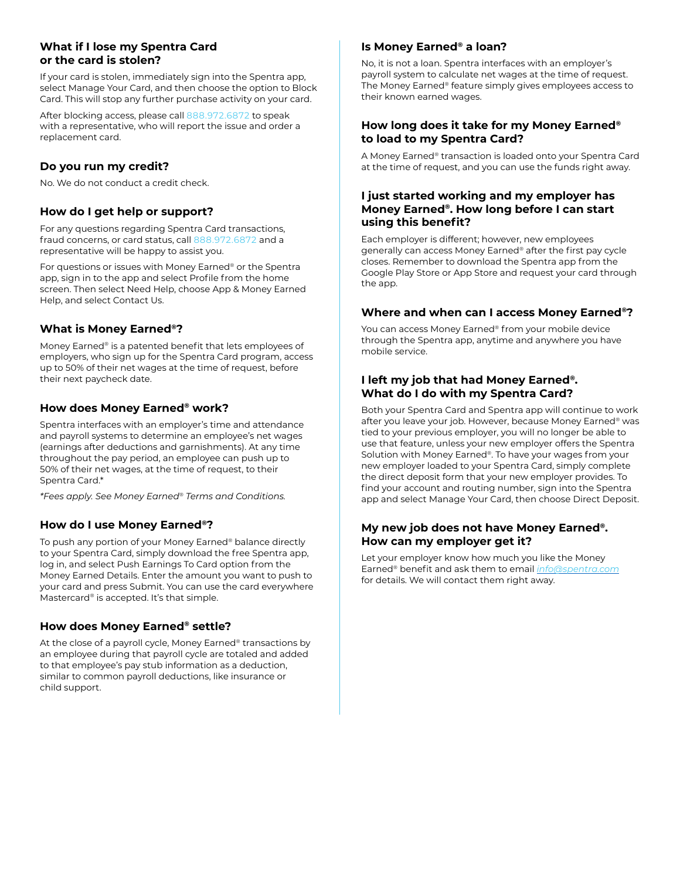## What if I lose my Spentra Card or the card is stolen?

If your card is stolen, immediately sign into the Spentra app, select Manage Your Card, and then choose the option to Block Card. This will stop any further purchase activity on your card.

After blocking access, please call 888.972.6872 to speak with a representative, who will report the issue and order a replacement card.

## Do you run my credit?

No. We do not conduct a credit check.

## How do I get help or support?

For any questions regarding Spentra Card transactions, fraud concerns, or card status, call 888.972.6872 and a representative will be happy to assist you.

For questions or issues with Money Earned® or the Spentra app, sign in to the app and select Profile from the home screen. Then select Need Help, choose App & Money Earned Help, and select Contact Us.

## What is Money Earned®?

Money Earned® is a patented benefit that lets employees of employers, who sign up for the Spentra Card program, access up to 50% of their net wages at the time of request, before their next paycheck date.

## How does Money Earned® work?

Spentra interfaces with an employer's time and attendance and payroll systems to determine an employee's net wages (earnings after deductions and garnishments). At any time throughout the pay period, an employee can push up to 50% of their net wages, at the time of request, to their Spentra Card.*

*\*Fees apply. See Money Earned® Terms and Conditions.*

## How do I use Money Earned®?

To push any portion of your Money Earned® balance directly to your Spentra Card, simply download the free Spentra app, log in, and select Push Earnings To Card option from the Money Earned Details. Enter the amount you want to push to your card and press Submit. You can use the card everywhere Mastercard® is accepted. It's that simple.

## How does Money Earned® settle?

At the close of a payroll cycle, Money Earned® transactions by an employee during that payroll cycle are totaled and added to that employee's pay stub information as a deduction, similar to common payroll deductions, like insurance or child support.

## Is Money Earned® a loan?

No, it is not a loan. Spentra interfaces with an employer's payroll system to calculate net wages at the time of request. The Money Earned® feature simply gives employees access to their known earned wages.

## How long does it take for my Money Earned® to load to my Spentra Card?

A Money Earned® transaction is loaded onto your Spentra Card at the time of request, and you can use the funds right away.

## I just started working and my employer has Money Earned®. How long before I can start using this benefit?

Each employer is different; however, new employees generally can access Money Earned® after the first pay cycle closes. Remember to download the Spentra app from the Google Play Store or App Store and request your card through the app.

## Where and when can I access Money Earned®?

You can access Money Earned® from your mobile device through the Spentra app, anytime and anywhere you have mobile service.

## I left my job that had Money Earned®. What do I do with my Spentra Card?

Both your Spentra Card and Spentra app will continue to work after you leave your job. However, because Money Earned® was tied to your previous employer, you will no longer be able to use that feature, unless your new employer offers the Spentra Solution with Money Earned®. To have your wages from your new employer loaded to your Spentra Card, simply complete the direct deposit form that your new employer provides. To find your account and routing number, sign into the Spentra app and select Manage Your Card, then choose Direct Deposit.

## My new job does not have Money Earned®. How can my employer get it?

Let your employer know how much you like the Money Earned® benefit and ask them to email *info@spentra.com* for details. We will contact them right away.